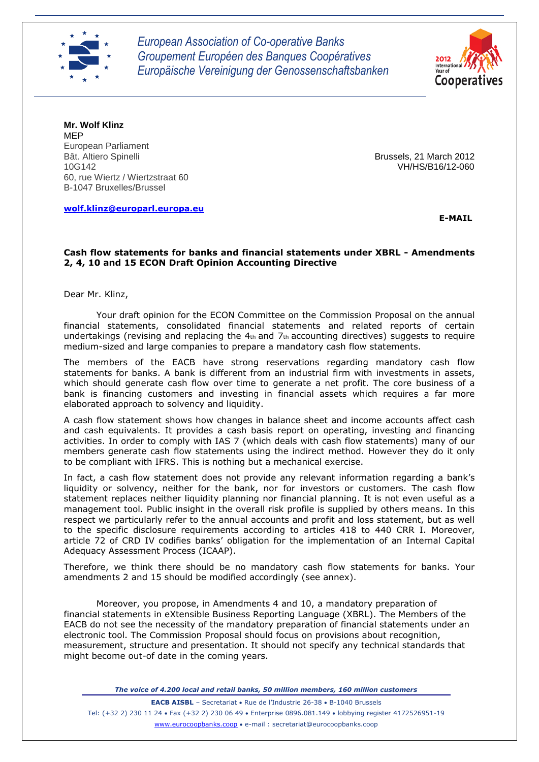*European Association of Co-operative Banks*
*Groupement Européen des Banques Coopératives*
*Europäische Vereinigung der Genossenschaftsbanken*

**Mr. Wolf Klinz**
MEP
European Parliament
Bât. Altiero Spinelli
10G142
60, rue Wiertz / Wiertzstraat 60
B-1047 Bruxelles/Brussel

Brussels, 21 March 2012
VH/HS/B16/12-060

**wolf.klinz@europarl.europa.eu**

**E-MAIL**

**Cash flow statements for banks and financial statements under XBRL - Amendments 2, 4, 10 and 15 ECON Draft Opinion Accounting Directive**

Dear Mr. Klinz,

Your draft opinion for the ECON Committee on the Commission Proposal on the annual financial statements, consolidated financial statements and related reports of certain undertakings (revising and replacing the 4th and 7th accounting directives) suggests to require medium-sized and large companies to prepare a mandatory cash flow statements.

The members of the EACB have strong reservations regarding mandatory cash flow statements for banks. A bank is different from an industrial firm with investments in assets, which should generate cash flow over time to generate a net profit. The core business of a bank is financing customers and investing in financial assets which requires a far more elaborated approach to solvency and liquidity.

A cash flow statement shows how changes in balance sheet and income accounts affect cash and cash equivalents. It provides a cash basis report on operating, investing and financing activities. In order to comply with IAS 7 (which deals with cash flow statements) many of our members generate cash flow statements using the indirect method. However they do it only to be compliant with IFRS. This is nothing but a mechanical exercise.

In fact, a cash flow statement does not provide any relevant information regarding a bank's liquidity or solvency, neither for the bank, nor for investors or customers. The cash flow statement replaces neither liquidity planning nor financial planning. It is not even useful as a management tool. Public insight in the overall risk profile is supplied by others means. In this respect we particularly refer to the annual accounts and profit and loss statement, but as well to the specific disclosure requirements according to articles 418 to 440 CRR I. Moreover, article 72 of CRD IV codifies banks' obligation for the implementation of an Internal Capital Adequacy Assessment Process (ICAAP).

Therefore, we think there should be no mandatory cash flow statements for banks. Your amendments 2 and 15 should be modified accordingly (see annex).

Moreover, you propose, in Amendments 4 and 10, a mandatory preparation of financial statements in eXtensible Business Reporting Language (XBRL). The Members of the EACB do not see the necessity of the mandatory preparation of financial statements under an electronic tool. The Commission Proposal should focus on provisions about recognition, measurement, structure and presentation. It should not specify any technical standards that might become out-of date in the coming years.

*The voice of 4.200 local and retail banks, 50 million members, 160 million customers*

**EACB AISBL** – Secretariat • Rue de l'Industrie 26-38 • B-1040 Brussels
Tel: (+32 2) 230 11 24 • Fax (+32 2) 230 06 49 • Enterprise 0896.081.149 • lobbying register 4172526951-19
www.eurocoopbanks.coop • e-mail : secretariat@eurocoopbanks.coop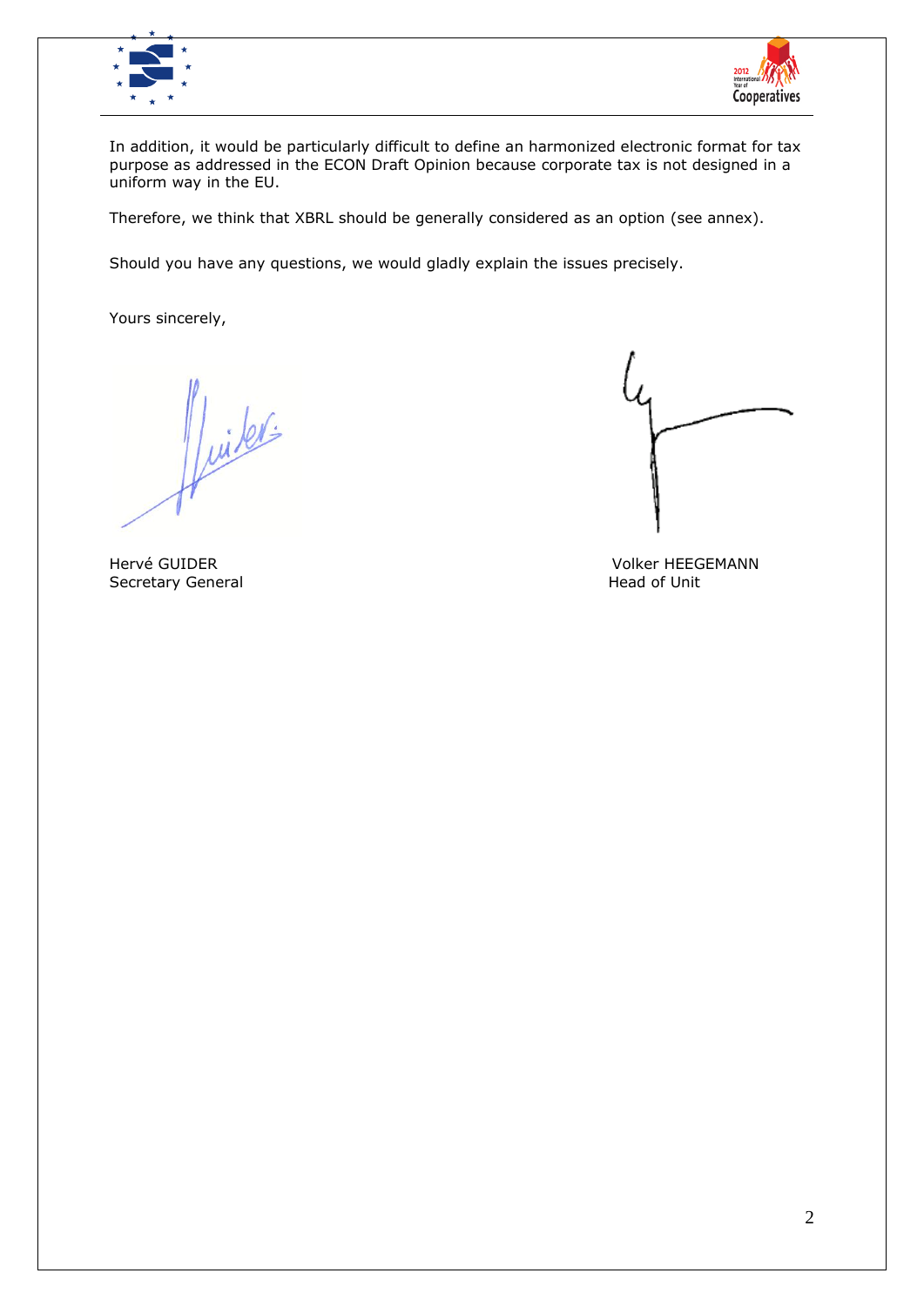In addition, it would be particularly difficult to define an harmonized electronic format for tax purpose as addressed in the ECON Draft Opinion because corporate tax is not designed in a uniform way in the EU.

Therefore, we think that XBRL should be generally considered as an option (see annex).

Should you have any questions, we would gladly explain the issues precisely.

Yours sincerely,

Hervé GUIDER
Secretary General

Volker HEEGEMANN
Head of Unit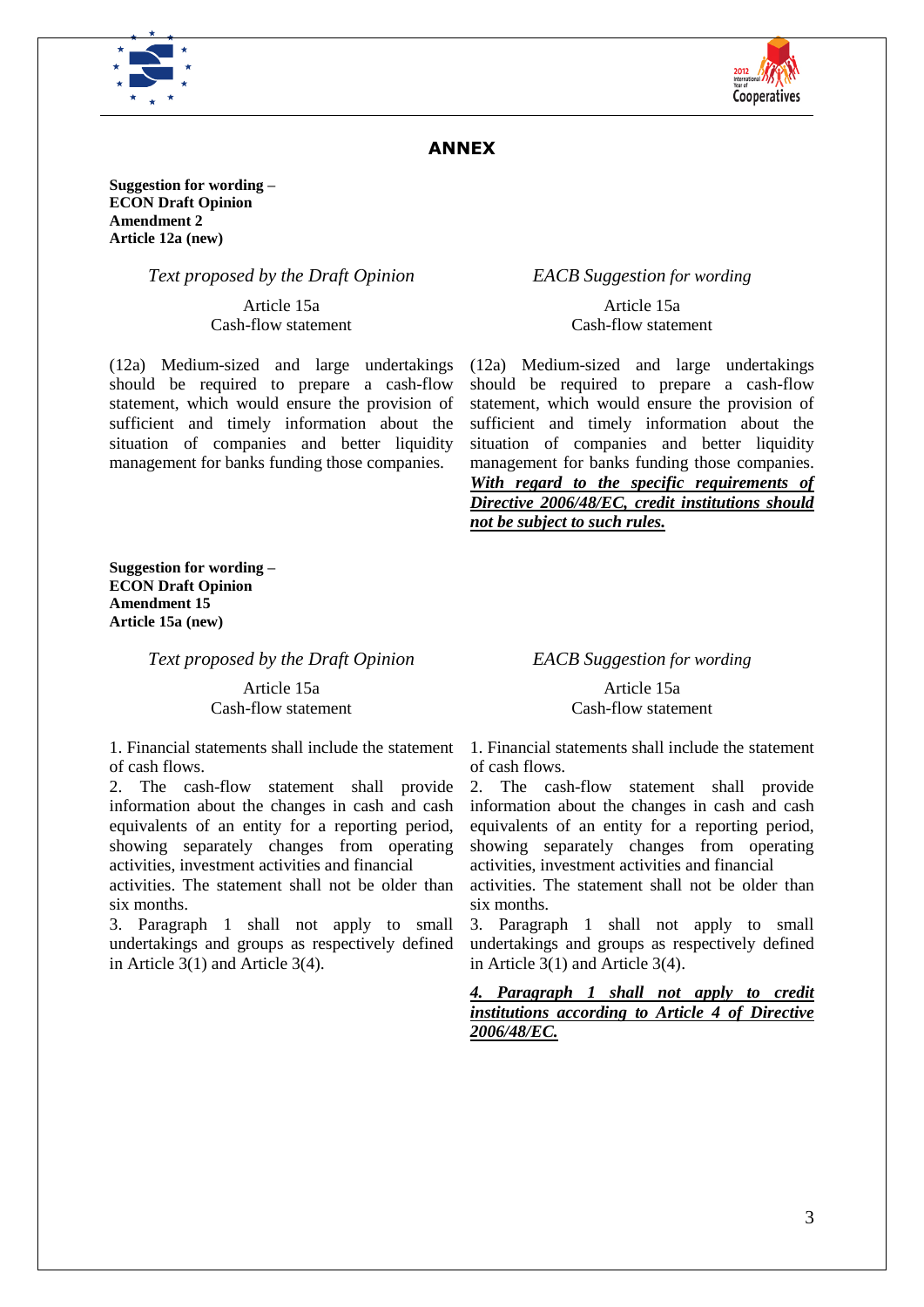## ANNEX

**Suggestion for wording –**
**ECON Draft Opinion**
**Amendment 2**
**Article 12a (new)**

| *Text proposed by the Draft Opinion* | *EACB Suggestion for wording* |
|---|---|
| Article 15a<br>Cash-flow statement | Article 15a<br>Cash-flow statement |
| (12a) Medium-sized and large undertakings should be required to prepare a cash-flow statement, which would ensure the provision of sufficient and timely information about the situation of companies and better liquidity management for banks funding those companies. | (12a) Medium-sized and large undertakings should be required to prepare a cash-flow statement, which would ensure the provision of sufficient and timely information about the situation of companies and better liquidity management for banks funding those companies. ***With regard to the specific requirements of Directive 2006/48/EC, credit institutions should not be subject to such rules.*** |

**Suggestion for wording –**
**ECON Draft Opinion**
**Amendment 15**
**Article 15a (new)**

| *Text proposed by the Draft Opinion* | *EACB Suggestion for wording* |
|---|---|
| Article 15a<br>Cash-flow statement | Article 15a<br>Cash-flow statement |
| 1. Financial statements shall include the statement of cash flows.<br>2. The cash-flow statement shall provide information about the changes in cash and cash equivalents of an entity for a reporting period, showing separately changes from operating activities, investment activities and financial activities. The statement shall not be older than six months.<br>3. Paragraph 1 shall not apply to small undertakings and groups as respectively defined in Article 3(1) and Article 3(4). | 1. Financial statements shall include the statement of cash flows.<br>2. The cash-flow statement shall provide information about the changes in cash and cash equivalents of an entity for a reporting period, showing separately changes from operating activities, investment activities and financial activities. The statement shall not be older than six months.<br>3. Paragraph 1 shall not apply to small undertakings and groups as respectively defined in Article 3(1) and Article 3(4).<br><br>***4. Paragraph 1 shall not apply to credit institutions according to Article 4 of Directive 2006/48/EC.*** |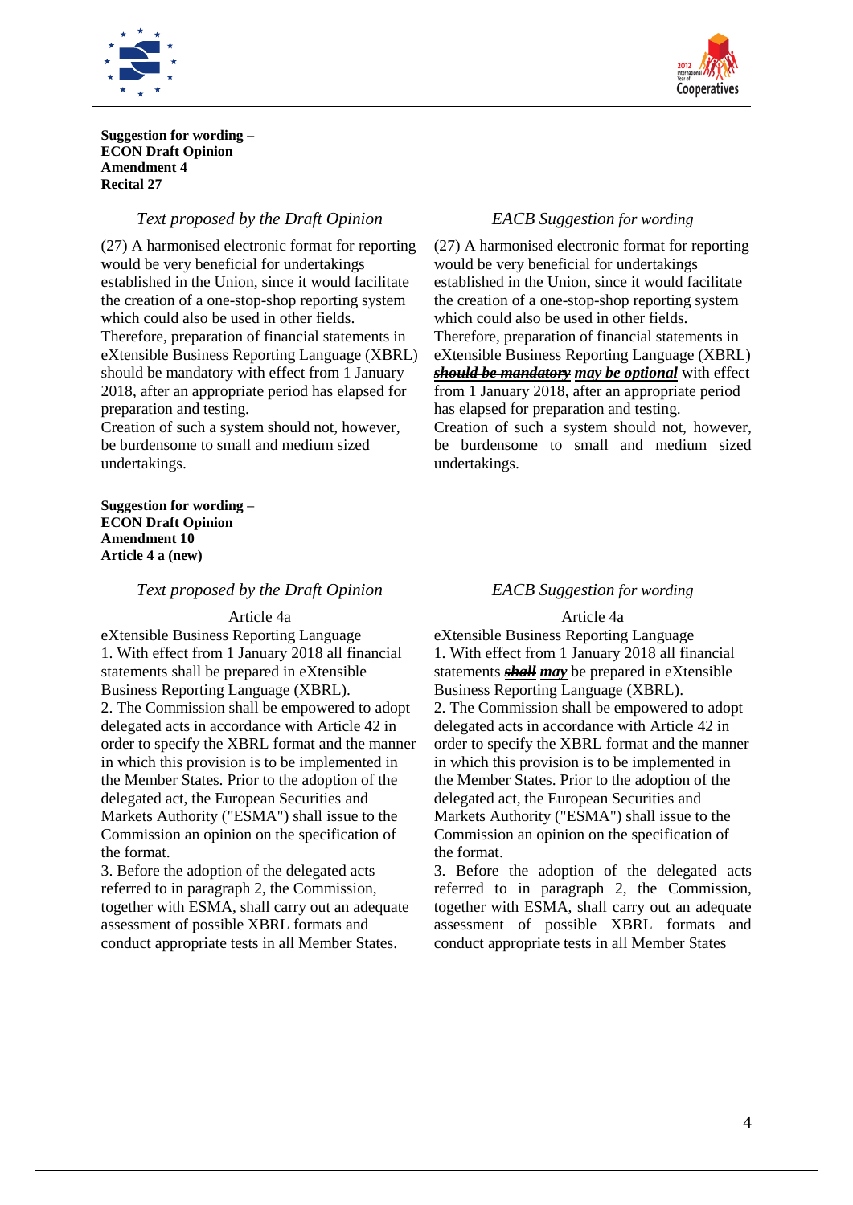**Suggestion for wording –**
**ECON Draft Opinion**
**Amendment 4**
**Recital 27**

| *Text proposed by the Draft Opinion* | *EACB Suggestion for wording* |
| --- | --- |
| (27) A harmonised electronic format for reporting would be very beneficial for undertakings established in the Union, since it would facilitate the creation of a one-stop-shop reporting system which could also be used in other fields. Therefore, preparation of financial statements in eXtensible Business Reporting Language (XBRL) should be mandatory with effect from 1 January 2018, after an appropriate period has elapsed for preparation and testing. Creation of such a system should not, however, be burdensome to small and medium sized undertakings. | (27) A harmonised electronic format for reporting would be very beneficial for undertakings established in the Union, since it would facilitate the creation of a one-stop-shop reporting system which could also be used in other fields. Therefore, preparation of financial statements in eXtensible Business Reporting Language (XBRL) ~~***should be mandatory***~~ ***may be optional*** with effect from 1 January 2018, after an appropriate period has elapsed for preparation and testing. Creation of such a system should not, however, be burdensome to small and medium sized undertakings. |

**Suggestion for wording –**
**ECON Draft Opinion**
**Amendment 10**
**Article 4 a (new)**

| *Text proposed by the Draft Opinion* | *EACB Suggestion for wording* |
| --- | --- |
| Article 4a<br>eXtensible Business Reporting Language<br>1. With effect from 1 January 2018 all financial statements shall be prepared in eXtensible Business Reporting Language (XBRL).<br>2. The Commission shall be empowered to adopt delegated acts in accordance with Article 42 in order to specify the XBRL format and the manner in which this provision is to be implemented in the Member States. Prior to the adoption of the delegated act, the European Securities and Markets Authority ("ESMA") shall issue to the Commission an opinion on the specification of the format.<br>3. Before the adoption of the delegated acts referred to in paragraph 2, the Commission, together with ESMA, shall carry out an adequate assessment of possible XBRL formats and conduct appropriate tests in all Member States. | Article 4a<br>eXtensible Business Reporting Language<br>1. With effect from 1 January 2018 all financial statements ~~***shall***~~ ***may*** be prepared in eXtensible Business Reporting Language (XBRL).<br>2. The Commission shall be empowered to adopt delegated acts in accordance with Article 42 in order to specify the XBRL format and the manner in which this provision is to be implemented in the Member States. Prior to the adoption of the delegated act, the European Securities and Markets Authority ("ESMA") shall issue to the Commission an opinion on the specification of the format.<br>3. Before the adoption of the delegated acts referred to in paragraph 2, the Commission, together with ESMA, shall carry out an adequate assessment of possible XBRL formats and conduct appropriate tests in all Member States |